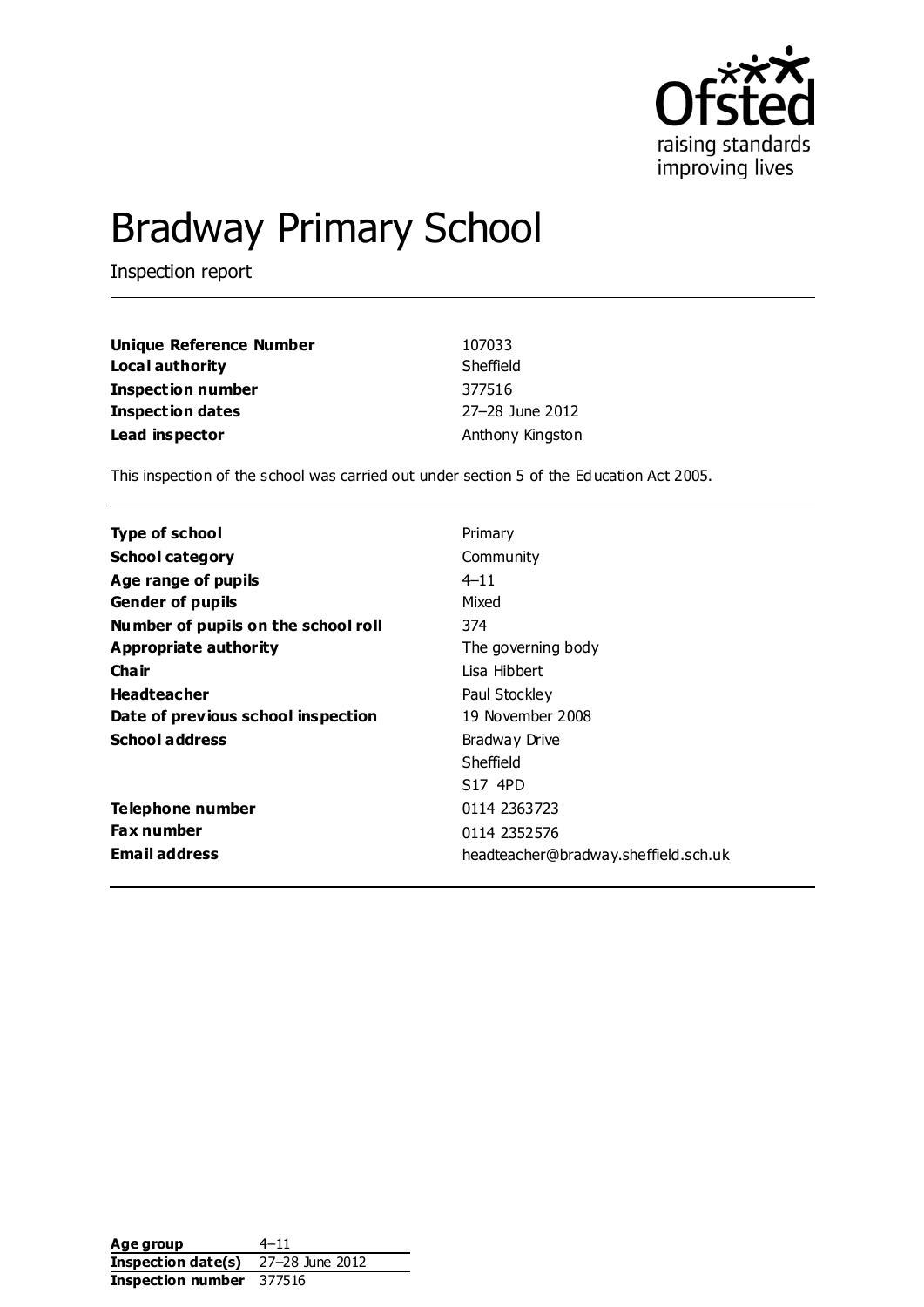# Bradway Primary School

Inspection report

| | |
|---|---|
| **Unique Reference Number** | 107033 |
| **Local authority** | Sheffield |
| **Inspection number** | 377516 |
| **Inspection dates** | 27–28 June 2012 |
| **Lead inspector** | Anthony Kingston |

This inspection of the school was carried out under section 5 of the Education Act 2005.

| | |
|---|---|
| **Type of school** | Primary |
| **School category** | Community |
| **Age range of pupils** | 4–11 |
| **Gender of pupils** | Mixed |
| **Number of pupils on the school roll** | 374 |
| **Appropriate authority** | The governing body |
| **Chair** | Lisa Hibbert |
| **Headteacher** | Paul Stockley |
| **Date of previous school inspection** | 19 November 2008 |
| **School address** | Bradway Drive<br>Sheffield<br>S17 4PD |
| **Telephone number** | 0114 2363723 |
| **Fax number** | 0114 2352576 |
| **Email address** | headteacher@bradway.sheffield.sch.uk |

| | |
|---|---|
| **Age group** | 4–11 |
| **Inspection date(s)** | 27–28 June 2012 |
| **Inspection number** | 377516 |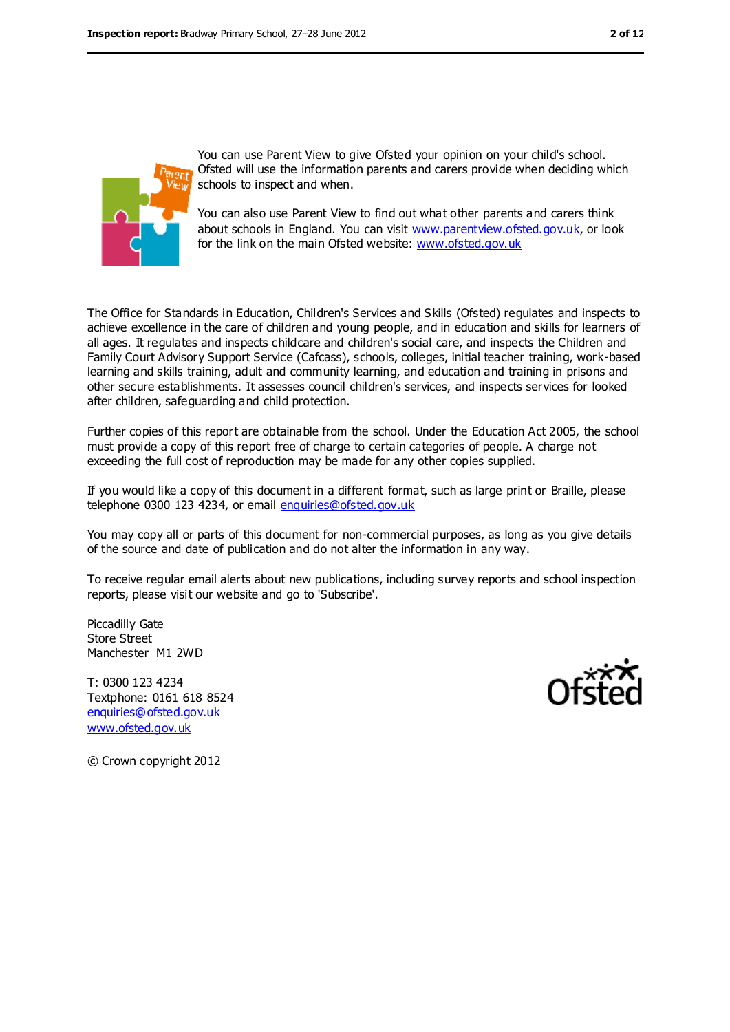You can use Parent View to give Ofsted your opinion on your child's school. Ofsted will use the information parents and carers provide when deciding which schools to inspect and when.

You can also use Parent View to find out what other parents and carers think about schools in England. You can visit www.parentview.ofsted.gov.uk, or look for the link on the main Ofsted website: www.ofsted.gov.uk

The Office for Standards in Education, Children's Services and Skills (Ofsted) regulates and inspects to achieve excellence in the care of children and young people, and in education and skills for learners of all ages. It regulates and inspects childcare and children's social care, and inspects the Children and Family Court Advisory Support Service (Cafcass), schools, colleges, initial teacher training, work-based learning and skills training, adult and community learning, and education and training in prisons and other secure establishments. It assesses council children's services, and inspects services for looked after children, safeguarding and child protection.

Further copies of this report are obtainable from the school. Under the Education Act 2005, the school must provide a copy of this report free of charge to certain categories of people. A charge not exceeding the full cost of reproduction may be made for any other copies supplied.

If you would like a copy of this document in a different format, such as large print or Braille, please telephone 0300 123 4234, or email enquiries@ofsted.gov.uk

You may copy all or parts of this document for non-commercial purposes, as long as you give details of the source and date of publication and do not alter the information in any way.

To receive regular email alerts about new publications, including survey reports and school inspection reports, please visit our website and go to 'Subscribe'.

Piccadilly Gate
Store Street
Manchester M1 2WD

T: 0300 123 4234
Textphone: 0161 618 8524
enquiries@ofsted.gov.uk
www.ofsted.gov.uk

© Crown copyright 2012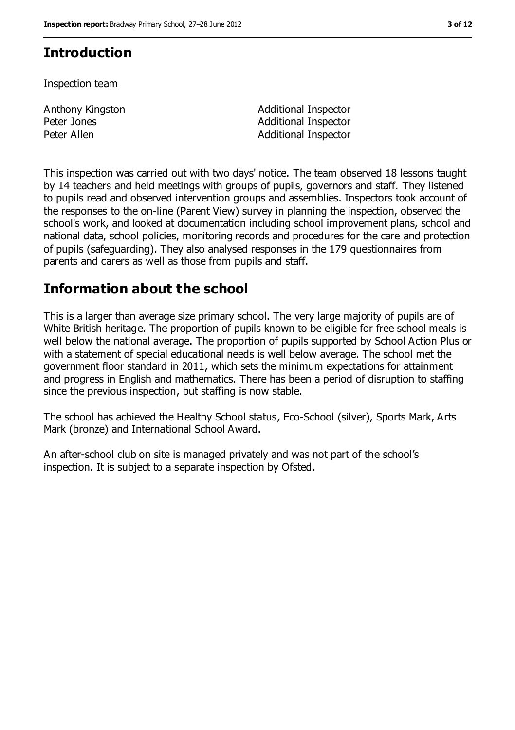## Introduction

Inspection team

| | |
|---|---|
| Anthony Kingston | Additional Inspector |
| Peter Jones | Additional Inspector |
| Peter Allen | Additional Inspector |

This inspection was carried out with two days' notice. The team observed 18 lessons taught by 14 teachers and held meetings with groups of pupils, governors and staff. They listened to pupils read and observed intervention groups and assemblies. Inspectors took account of the responses to the on-line (Parent View) survey in planning the inspection, observed the school's work, and looked at documentation including school improvement plans, school and national data, school policies, monitoring records and procedures for the care and protection of pupils (safeguarding). They also analysed responses in the 179 questionnaires from parents and carers as well as those from pupils and staff.

## Information about the school

This is a larger than average size primary school. The very large majority of pupils are of White British heritage. The proportion of pupils known to be eligible for free school meals is well below the national average. The proportion of pupils supported by School Action Plus or with a statement of special educational needs is well below average. The school met the government floor standard in 2011, which sets the minimum expectations for attainment and progress in English and mathematics. There has been a period of disruption to staffing since the previous inspection, but staffing is now stable.

The school has achieved the Healthy School status, Eco-School (silver), Sports Mark, Arts Mark (bronze) and International School Award.

An after-school club on site is managed privately and was not part of the school's inspection. It is subject to a separate inspection by Ofsted.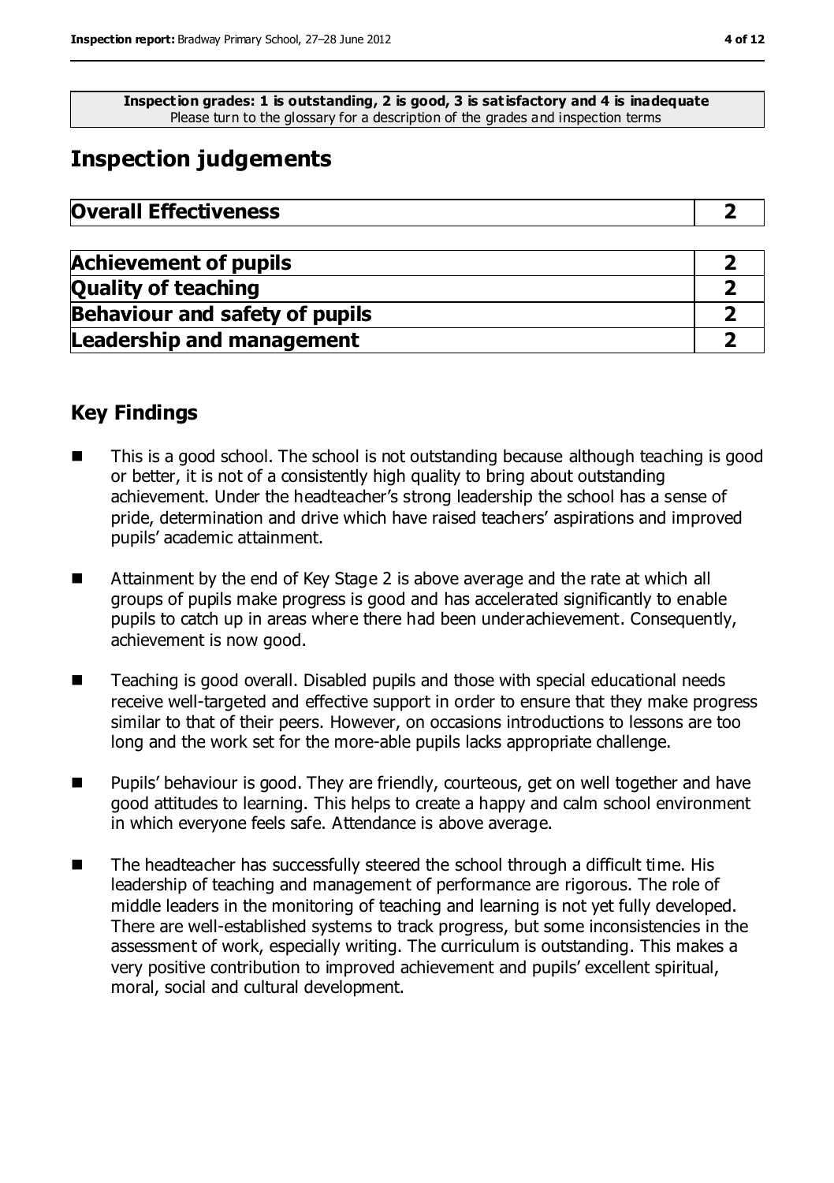**Inspection grades: 1 is outstanding, 2 is good, 3 is satisfactory and 4 is inadequate**
Please turn to the glossary for a description of the grades and inspection terms

## Inspection judgements

| **Overall Effectiveness** | **2** |
|---|---|

| **Achievement of pupils** | **2** |
|---|---|
| **Quality of teaching** | **2** |
| **Behaviour and safety of pupils** | **2** |
| **Leadership and management** | **2** |

### Key Findings

- This is a good school. The school is not outstanding because although teaching is good or better, it is not of a consistently high quality to bring about outstanding achievement. Under the headteacher's strong leadership the school has a sense of pride, determination and drive which have raised teachers' aspirations and improved pupils' academic attainment.
- Attainment by the end of Key Stage 2 is above average and the rate at which all groups of pupils make progress is good and has accelerated significantly to enable pupils to catch up in areas where there had been underachievement. Consequently, achievement is now good.
- Teaching is good overall. Disabled pupils and those with special educational needs receive well-targeted and effective support in order to ensure that they make progress similar to that of their peers. However, on occasions introductions to lessons are too long and the work set for the more-able pupils lacks appropriate challenge.
- Pupils' behaviour is good. They are friendly, courteous, get on well together and have good attitudes to learning. This helps to create a happy and calm school environment in which everyone feels safe. Attendance is above average.
- The headteacher has successfully steered the school through a difficult time. His leadership of teaching and management of performance are rigorous. The role of middle leaders in the monitoring of teaching and learning is not yet fully developed. There are well-established systems to track progress, but some inconsistencies in the assessment of work, especially writing. The curriculum is outstanding. This makes a very positive contribution to improved achievement and pupils' excellent spiritual, moral, social and cultural development.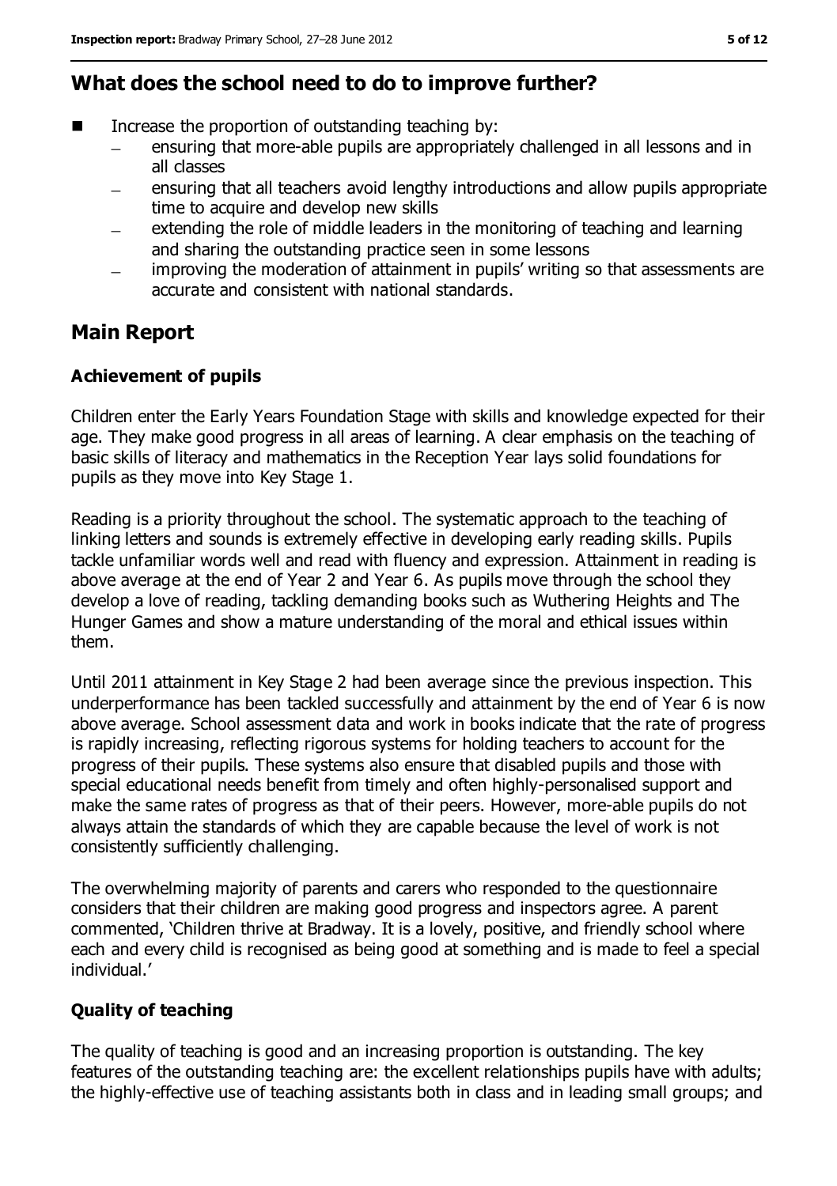## What does the school need to do to improve further?

- Increase the proportion of outstanding teaching by:
  - ensuring that more-able pupils are appropriately challenged in all lessons and in all classes
  - ensuring that all teachers avoid lengthy introductions and allow pupils appropriate time to acquire and develop new skills
  - extending the role of middle leaders in the monitoring of teaching and learning and sharing the outstanding practice seen in some lessons
  - improving the moderation of attainment in pupils' writing so that assessments are accurate and consistent with national standards.

## Main Report

### Achievement of pupils

Children enter the Early Years Foundation Stage with skills and knowledge expected for their age. They make good progress in all areas of learning. A clear emphasis on the teaching of basic skills of literacy and mathematics in the Reception Year lays solid foundations for pupils as they move into Key Stage 1.

Reading is a priority throughout the school. The systematic approach to the teaching of linking letters and sounds is extremely effective in developing early reading skills. Pupils tackle unfamiliar words well and read with fluency and expression. Attainment in reading is above average at the end of Year 2 and Year 6. As pupils move through the school they develop a love of reading, tackling demanding books such as Wuthering Heights and The Hunger Games and show a mature understanding of the moral and ethical issues within them.

Until 2011 attainment in Key Stage 2 had been average since the previous inspection. This underperformance has been tackled successfully and attainment by the end of Year 6 is now above average. School assessment data and work in books indicate that the rate of progress is rapidly increasing, reflecting rigorous systems for holding teachers to account for the progress of their pupils. These systems also ensure that disabled pupils and those with special educational needs benefit from timely and often highly-personalised support and make the same rates of progress as that of their peers. However, more-able pupils do not always attain the standards of which they are capable because the level of work is not consistently sufficiently challenging.

The overwhelming majority of parents and carers who responded to the questionnaire considers that their children are making good progress and inspectors agree. A parent commented, 'Children thrive at Bradway. It is a lovely, positive, and friendly school where each and every child is recognised as being good at something and is made to feel a special individual.'

### Quality of teaching

The quality of teaching is good and an increasing proportion is outstanding. The key features of the outstanding teaching are: the excellent relationships pupils have with adults; the highly-effective use of teaching assistants both in class and in leading small groups; and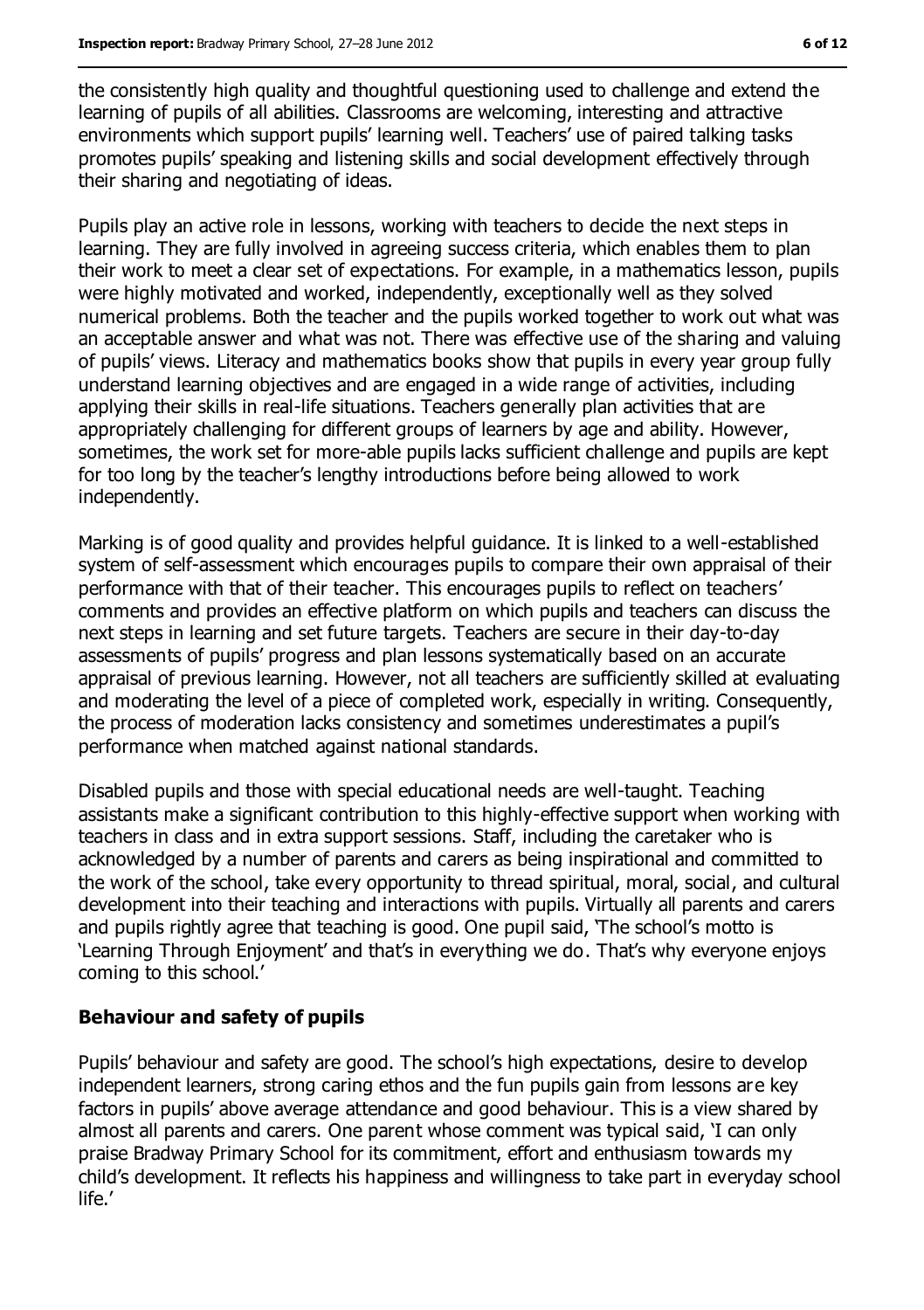the consistently high quality and thoughtful questioning used to challenge and extend the learning of pupils of all abilities. Classrooms are welcoming, interesting and attractive environments which support pupils' learning well. Teachers' use of paired talking tasks promotes pupils' speaking and listening skills and social development effectively through their sharing and negotiating of ideas.

Pupils play an active role in lessons, working with teachers to decide the next steps in learning. They are fully involved in agreeing success criteria, which enables them to plan their work to meet a clear set of expectations. For example, in a mathematics lesson, pupils were highly motivated and worked, independently, exceptionally well as they solved numerical problems. Both the teacher and the pupils worked together to work out what was an acceptable answer and what was not. There was effective use of the sharing and valuing of pupils' views. Literacy and mathematics books show that pupils in every year group fully understand learning objectives and are engaged in a wide range of activities, including applying their skills in real-life situations. Teachers generally plan activities that are appropriately challenging for different groups of learners by age and ability. However, sometimes, the work set for more-able pupils lacks sufficient challenge and pupils are kept for too long by the teacher's lengthy introductions before being allowed to work independently.

Marking is of good quality and provides helpful guidance. It is linked to a well-established system of self-assessment which encourages pupils to compare their own appraisal of their performance with that of their teacher. This encourages pupils to reflect on teachers' comments and provides an effective platform on which pupils and teachers can discuss the next steps in learning and set future targets. Teachers are secure in their day-to-day assessments of pupils' progress and plan lessons systematically based on an accurate appraisal of previous learning. However, not all teachers are sufficiently skilled at evaluating and moderating the level of a piece of completed work, especially in writing. Consequently, the process of moderation lacks consistency and sometimes underestimates a pupil's performance when matched against national standards.

Disabled pupils and those with special educational needs are well-taught. Teaching assistants make a significant contribution to this highly-effective support when working with teachers in class and in extra support sessions. Staff, including the caretaker who is acknowledged by a number of parents and carers as being inspirational and committed to the work of the school, take every opportunity to thread spiritual, moral, social, and cultural development into their teaching and interactions with pupils. Virtually all parents and carers and pupils rightly agree that teaching is good. One pupil said, 'The school's motto is 'Learning Through Enjoyment' and that's in everything we do. That's why everyone enjoys coming to this school.'

### Behaviour and safety of pupils

Pupils' behaviour and safety are good. The school's high expectations, desire to develop independent learners, strong caring ethos and the fun pupils gain from lessons are key factors in pupils' above average attendance and good behaviour. This is a view shared by almost all parents and carers. One parent whose comment was typical said, 'I can only praise Bradway Primary School for its commitment, effort and enthusiasm towards my child's development. It reflects his happiness and willingness to take part in everyday school life.'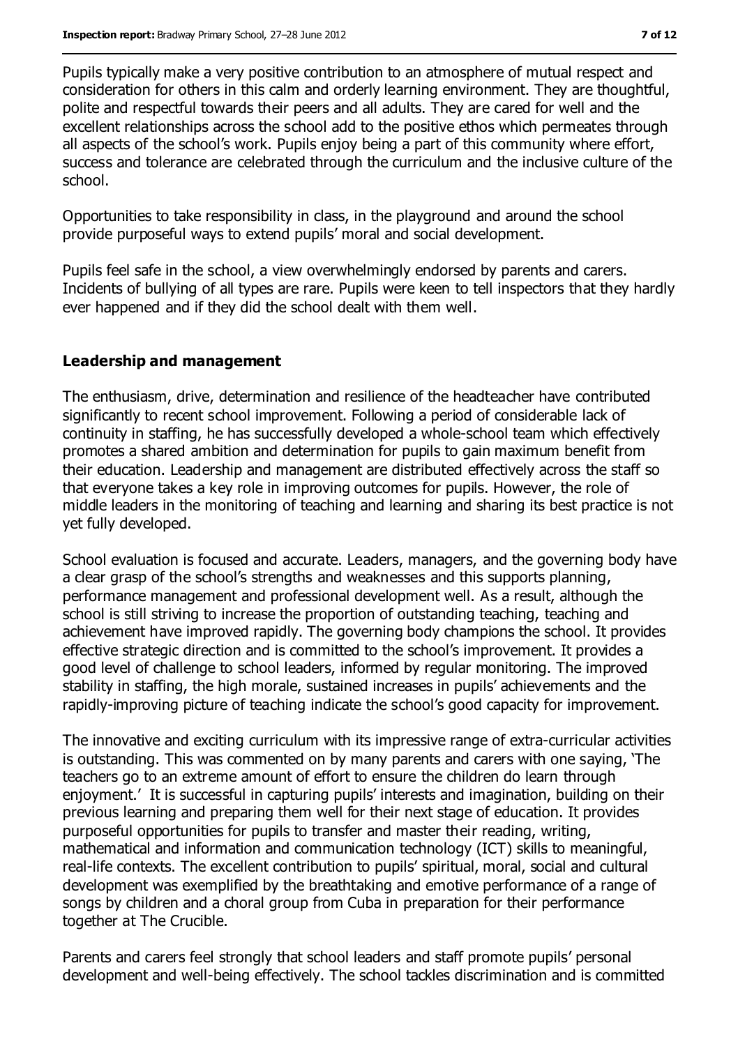Pupils typically make a very positive contribution to an atmosphere of mutual respect and consideration for others in this calm and orderly learning environment. They are thoughtful, polite and respectful towards their peers and all adults. They are cared for well and the excellent relationships across the school add to the positive ethos which permeates through all aspects of the school's work. Pupils enjoy being a part of this community where effort, success and tolerance are celebrated through the curriculum and the inclusive culture of the school.

Opportunities to take responsibility in class, in the playground and around the school provide purposeful ways to extend pupils' moral and social development.

Pupils feel safe in the school, a view overwhelmingly endorsed by parents and carers. Incidents of bullying of all types are rare. Pupils were keen to tell inspectors that they hardly ever happened and if they did the school dealt with them well.

### Leadership and management

The enthusiasm, drive, determination and resilience of the headteacher have contributed significantly to recent school improvement. Following a period of considerable lack of continuity in staffing, he has successfully developed a whole-school team which effectively promotes a shared ambition and determination for pupils to gain maximum benefit from their education. Leadership and management are distributed effectively across the staff so that everyone takes a key role in improving outcomes for pupils. However, the role of middle leaders in the monitoring of teaching and learning and sharing its best practice is not yet fully developed.

School evaluation is focused and accurate. Leaders, managers, and the governing body have a clear grasp of the school's strengths and weaknesses and this supports planning, performance management and professional development well. As a result, although the school is still striving to increase the proportion of outstanding teaching, teaching and achievement have improved rapidly. The governing body champions the school. It provides effective strategic direction and is committed to the school's improvement. It provides a good level of challenge to school leaders, informed by regular monitoring. The improved stability in staffing, the high morale, sustained increases in pupils' achievements and the rapidly-improving picture of teaching indicate the school's good capacity for improvement.

The innovative and exciting curriculum with its impressive range of extra-curricular activities is outstanding. This was commented on by many parents and carers with one saying, 'The teachers go to an extreme amount of effort to ensure the children do learn through enjoyment.' It is successful in capturing pupils' interests and imagination, building on their previous learning and preparing them well for their next stage of education. It provides purposeful opportunities for pupils to transfer and master their reading, writing, mathematical and information and communication technology (ICT) skills to meaningful, real-life contexts. The excellent contribution to pupils' spiritual, moral, social and cultural development was exemplified by the breathtaking and emotive performance of a range of songs by children and a choral group from Cuba in preparation for their performance together at The Crucible.

Parents and carers feel strongly that school leaders and staff promote pupils' personal development and well-being effectively. The school tackles discrimination and is committed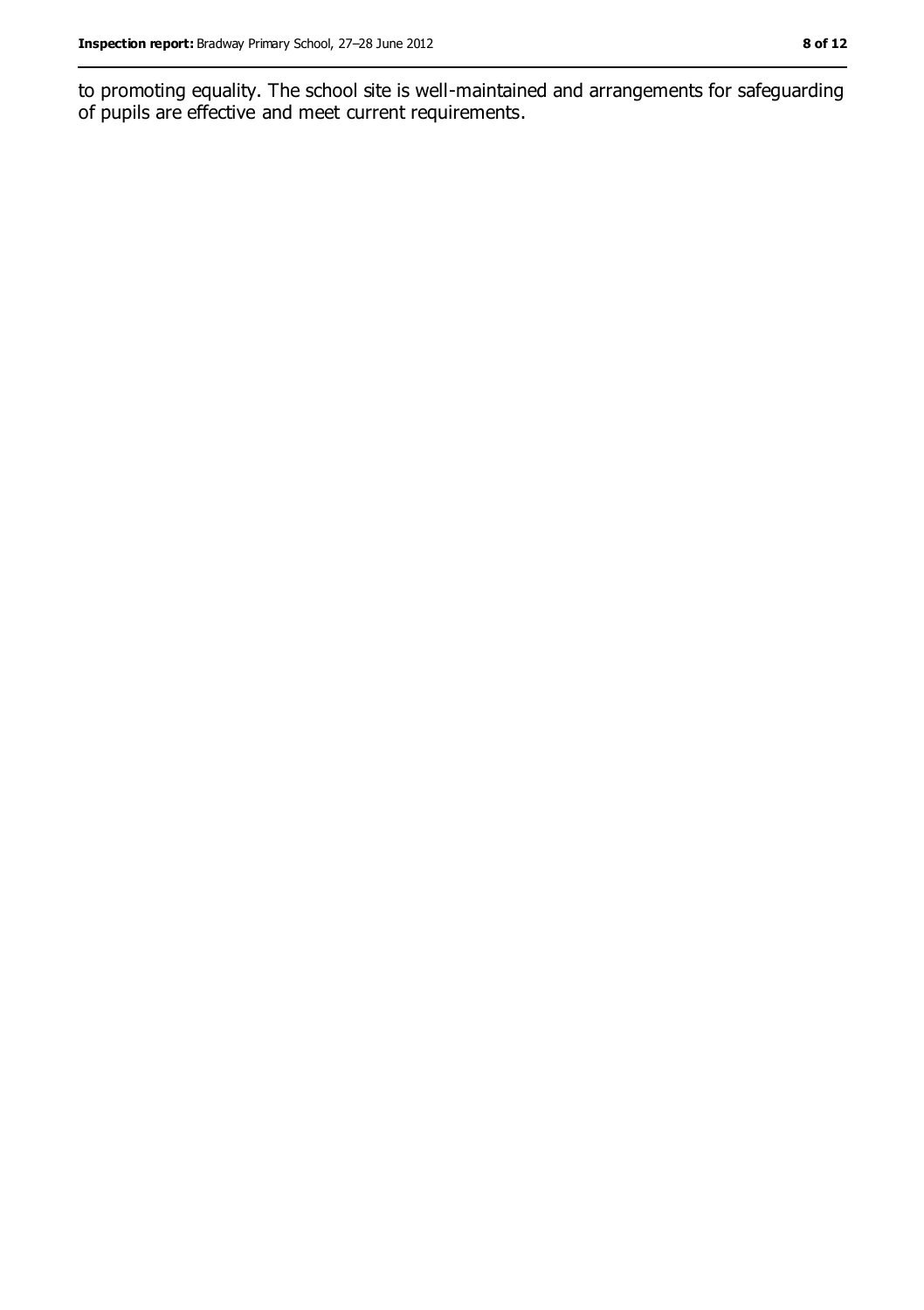to promoting equality. The school site is well-maintained and arrangements for safeguarding of pupils are effective and meet current requirements.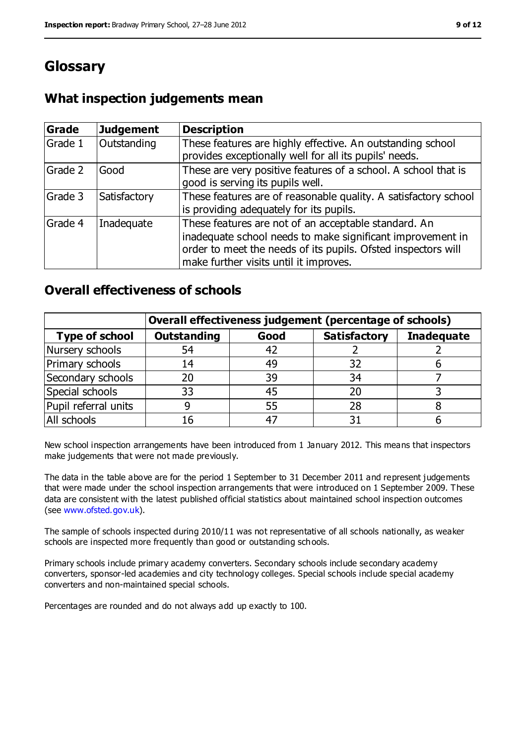# Glossary

## What inspection judgements mean

| Grade | Judgement | Description |
|---|---|---|
| Grade 1 | Outstanding | These features are highly effective. An outstanding school provides exceptionally well for all its pupils' needs. |
| Grade 2 | Good | These are very positive features of a school. A school that is good is serving its pupils well. |
| Grade 3 | Satisfactory | These features are of reasonable quality. A satisfactory school is providing adequately for its pupils. |
| Grade 4 | Inadequate | These features are not of an acceptable standard. An inadequate school needs to make significant improvement in order to meet the needs of its pupils. Ofsted inspectors will make further visits until it improves. |

## Overall effectiveness of schools

| | Overall effectiveness judgement (percentage of schools) | | | |
|---|---|---|---|---|
| **Type of school** | **Outstanding** | **Good** | **Satisfactory** | **Inadequate** |
| Nursery schools | 54 | 42 | 2 | 2 |
| Primary schools | 14 | 49 | 32 | 6 |
| Secondary schools | 20 | 39 | 34 | 7 |
| Special schools | 33 | 45 | 20 | 3 |
| Pupil referral units | 9 | 55 | 28 | 8 |
| All schools | 16 | 47 | 31 | 6 |

New school inspection arrangements have been introduced from 1 January 2012. This means that inspectors make judgements that were not made previously.

The data in the table above are for the period 1 September to 31 December 2011 and represent judgements that were made under the school inspection arrangements that were introduced on 1 September 2009. These data are consistent with the latest published official statistics about maintained school inspection outcomes (see www.ofsted.gov.uk).

The sample of schools inspected during 2010/11 was not representative of all schools nationally, as weaker schools are inspected more frequently than good or outstanding schools.

Primary schools include primary academy converters. Secondary schools include secondary academy converters, sponsor-led academies and city technology colleges. Special schools include special academy converters and non-maintained special schools.

Percentages are rounded and do not always add up exactly to 100.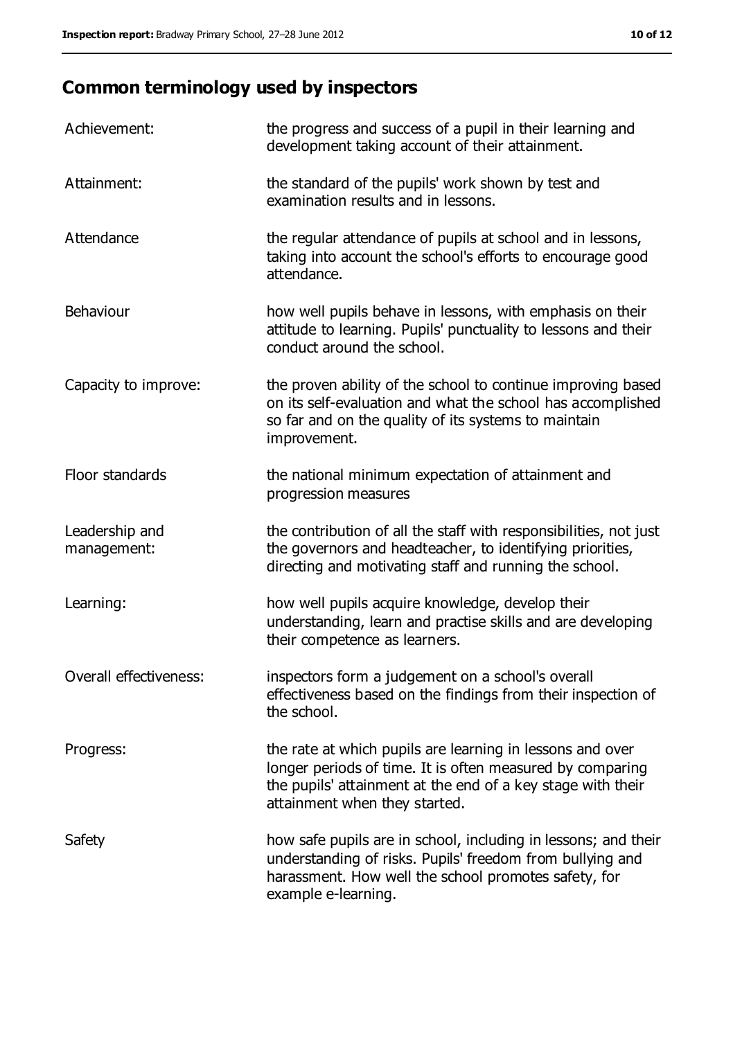## Common terminology used by inspectors

| | |
|---|---|
| Achievement: | the progress and success of a pupil in their learning and development taking account of their attainment. |
| Attainment: | the standard of the pupils' work shown by test and examination results and in lessons. |
| Attendance | the regular attendance of pupils at school and in lessons, taking into account the school's efforts to encourage good attendance. |
| Behaviour | how well pupils behave in lessons, with emphasis on their attitude to learning. Pupils' punctuality to lessons and their conduct around the school. |
| Capacity to improve: | the proven ability of the school to continue improving based on its self-evaluation and what the school has accomplished so far and on the quality of its systems to maintain improvement. |
| Floor standards | the national minimum expectation of attainment and progression measures |
| Leadership and management: | the contribution of all the staff with responsibilities, not just the governors and headteacher, to identifying priorities, directing and motivating staff and running the school. |
| Learning: | how well pupils acquire knowledge, develop their understanding, learn and practise skills and are developing their competence as learners. |
| Overall effectiveness: | inspectors form a judgement on a school's overall effectiveness based on the findings from their inspection of the school. |
| Progress: | the rate at which pupils are learning in lessons and over longer periods of time. It is often measured by comparing the pupils' attainment at the end of a key stage with their attainment when they started. |
| Safety | how safe pupils are in school, including in lessons; and their understanding of risks. Pupils' freedom from bullying and harassment. How well the school promotes safety, for example e-learning. |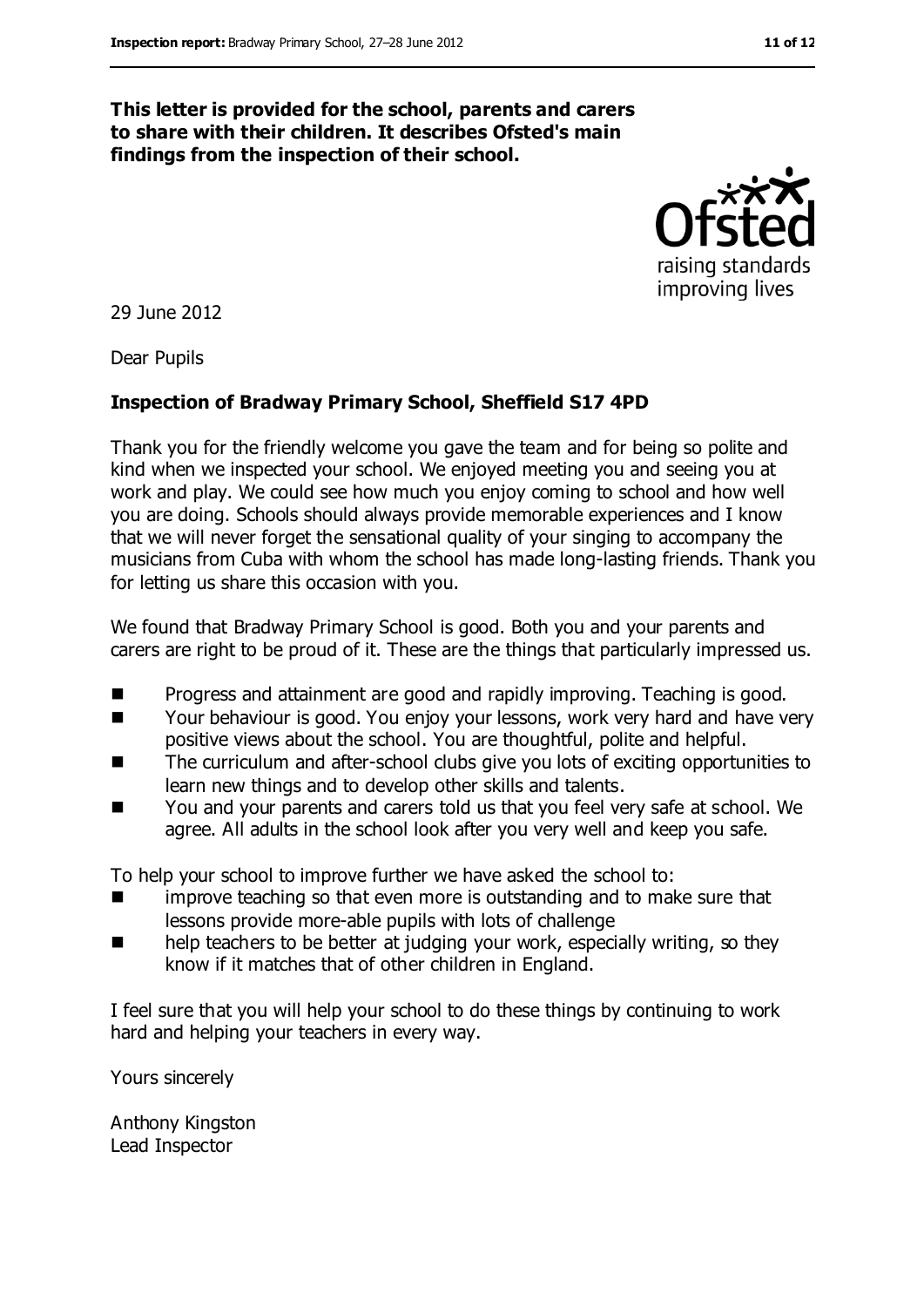**This letter is provided for the school, parents and carers to share with their children. It describes Ofsted's main findings from the inspection of their school.**

29 June 2012

Dear Pupils

**Inspection of Bradway Primary School, Sheffield S17 4PD**

Thank you for the friendly welcome you gave the team and for being so polite and kind when we inspected your school. We enjoyed meeting you and seeing you at work and play. We could see how much you enjoy coming to school and how well you are doing. Schools should always provide memorable experiences and I know that we will never forget the sensational quality of your singing to accompany the musicians from Cuba with whom the school has made long-lasting friends. Thank you for letting us share this occasion with you.

We found that Bradway Primary School is good. Both you and your parents and carers are right to be proud of it. These are the things that particularly impressed us.

- Progress and attainment are good and rapidly improving. Teaching is good.
- Your behaviour is good. You enjoy your lessons, work very hard and have very positive views about the school. You are thoughtful, polite and helpful.
- The curriculum and after-school clubs give you lots of exciting opportunities to learn new things and to develop other skills and talents.
- You and your parents and carers told us that you feel very safe at school. We agree. All adults in the school look after you very well and keep you safe.

To help your school to improve further we have asked the school to:

- improve teaching so that even more is outstanding and to make sure that lessons provide more-able pupils with lots of challenge
- help teachers to be better at judging your work, especially writing, so they know if it matches that of other children in England.

I feel sure that you will help your school to do these things by continuing to work hard and helping your teachers in every way.

Yours sincerely

Anthony Kingston
Lead Inspector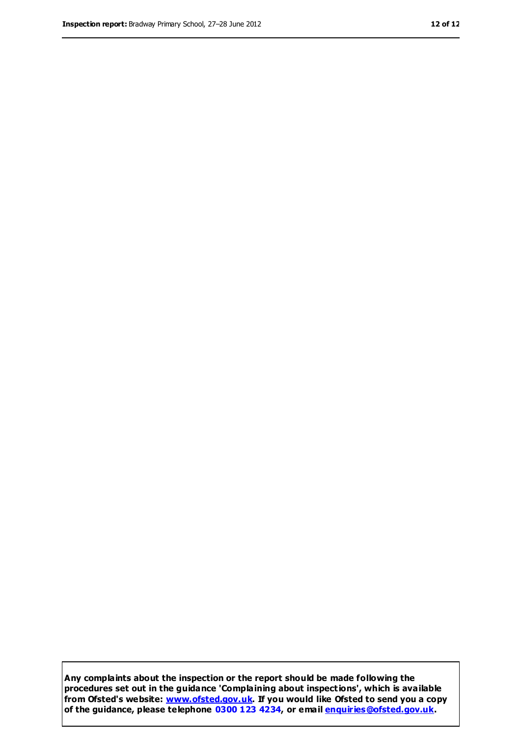**Any complaints about the inspection or the report should be made following the procedures set out in the guidance 'Complaining about inspections', which is available from Ofsted's website: [www.ofsted.gov.uk](http://www.ofsted.gov.uk). If you would like Ofsted to send you a copy of the guidance, please telephone 0300 123 4234, or email [enquiries@ofsted.gov.uk](mailto:enquiries@ofsted.gov.uk).**